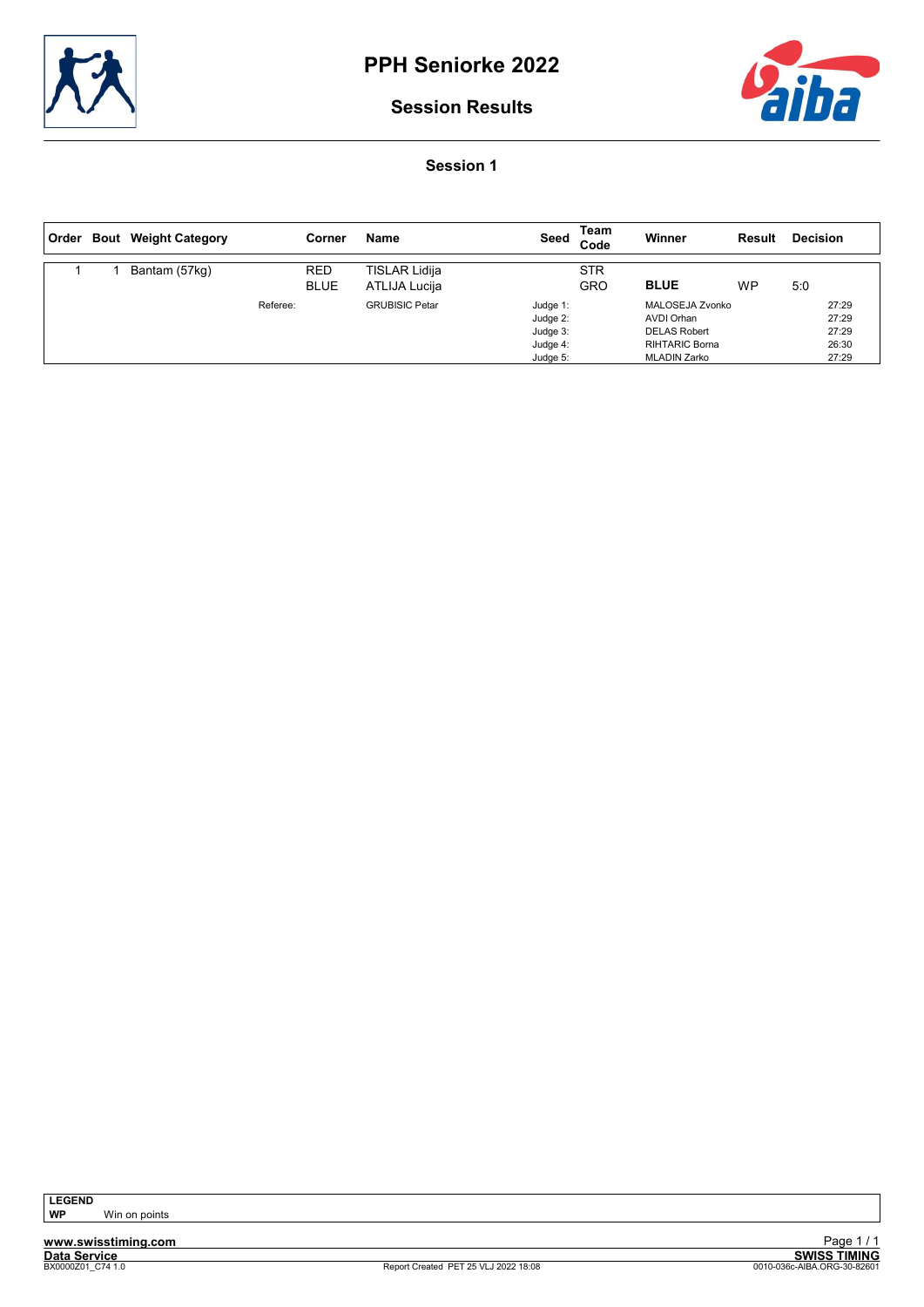# PPH Seniorke 2022

## Session Results

### Session 1

| Order | Bout | Weight Category | Corner | Name | Seed | Team Code | Winner | Result | Decision |
|---|---|---|---|---|---|---|---|---|---|
| 1 | 1 | Bantam (57kg) | RED | TISLAR Lidija | | STR | | | |
| | | | BLUE | ATLIJA Lucija | | GRO | **BLUE** | WP | 5:0 |
| | | Referee: | | GRUBISIC Petar | Judge 1: | | MALOSEJA Zvonko | | 27:29 |
| | | | | | Judge 2: | | AVDI Orhan | | 27:29 |
| | | | | | Judge 3: | | DELAS Robert | | 27:29 |
| | | | | | Judge 4: | | RIHTARIC Borna | | 26:30 |
| | | | | | Judge 5: | | MLADIN Zarko | | 27:29 |

**LEGEND**

**WP** Win on points

www.swisstiming.com

Data Service

BX0000Z01_C74 1.0

Report Created PET 25 VLJ 2022 18:08

SWISS TIMING

0010-036c-AIBA.ORG-30-82601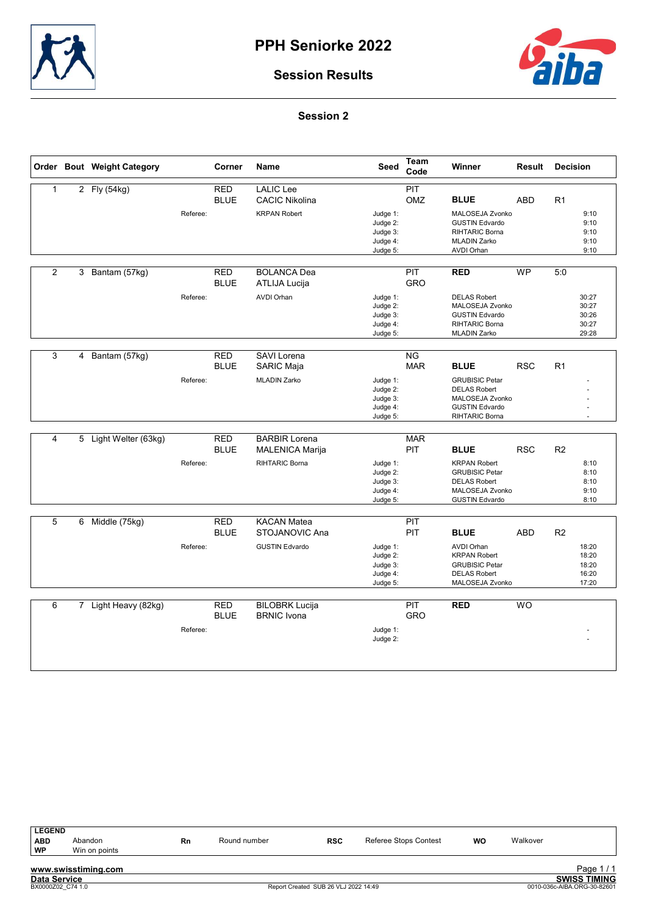# PPH Seniorke 2022

## Session Results

### Session 2

| Order | Bout | Weight Category | Corner | Name | Seed | Team Code | Winner | Result | Decision |
|---|---|---|---|---|---|---|---|---|---|
| 1 | 2 | Fly (54kg) | RED | LALIC Lee | | PIT | | | |
| | | | BLUE | CACIC Nikolina | | OMZ | **BLUE** | ABD | R1 |
| | | Referee: | | KRPAN Robert | Judge 1: | | MALOSEJA Zvonko | | 9:10 |
| | | | | | Judge 2: | | GUSTIN Edvardo | | 9:10 |
| | | | | | Judge 3: | | RIHTARIC Borna | | 9:10 |
| | | | | | Judge 4: | | MLADIN Zarko | | 9:10 |
| | | | | | Judge 5: | | AVDI Orhan | | 9:10 |
| 2 | 3 | Bantam (57kg) | RED | BOLANCA Dea | | PIT | **RED** | WP | 5:0 |
| | | | BLUE | ATLIJA Lucija | | GRO | | | |
| | | Referee: | | AVDI Orhan | Judge 1: | | DELAS Robert | | 30:27 |
| | | | | | Judge 2: | | MALOSEJA Zvonko | | 30:27 |
| | | | | | Judge 3: | | GUSTIN Edvardo | | 30:26 |
| | | | | | Judge 4: | | RIHTARIC Borna | | 30:27 |
| | | | | | Judge 5: | | MLADIN Zarko | | 29:28 |
| 3 | 4 | Bantam (57kg) | RED | SAVI Lorena | | NG | | | |
| | | | BLUE | SARIC Maja | | MAR | **BLUE** | RSC | R1 |
| | | Referee: | | MLADIN Zarko | Judge 1: | | GRUBISIC Petar | | - |
| | | | | | Judge 2: | | DELAS Robert | | - |
| | | | | | Judge 3: | | MALOSEJA Zvonko | | - |
| | | | | | Judge 4: | | GUSTIN Edvardo | | - |
| | | | | | Judge 5: | | RIHTARIC Borna | | - |
| 4 | 5 | Light Welter (63kg) | RED | BARBIR Lorena | | MAR | | | |
| | | | BLUE | MALENICA Marija | | PIT | **BLUE** | RSC | R2 |
| | | Referee: | | RIHTARIC Borna | Judge 1: | | KRPAN Robert | | 8:10 |
| | | | | | Judge 2: | | GRUBISIC Petar | | 8:10 |
| | | | | | Judge 3: | | DELAS Robert | | 8:10 |
| | | | | | Judge 4: | | MALOSEJA Zvonko | | 9:10 |
| | | | | | Judge 5: | | GUSTIN Edvardo | | 8:10 |
| 5 | 6 | Middle (75kg) | RED | KACAN Matea | | PIT | | | |
| | | | BLUE | STOJANOVIC Ana | | PIT | **BLUE** | ABD | R2 |
| | | Referee: | | GUSTIN Edvardo | Judge 1: | | AVDI Orhan | | 18:20 |
| | | | | | Judge 2: | | KRPAN Robert | | 18:20 |
| | | | | | Judge 3: | | GRUBISIC Petar | | 18:20 |
| | | | | | Judge 4: | | DELAS Robert | | 16:20 |
| | | | | | Judge 5: | | MALOSEJA Zvonko | | 17:20 |
| 6 | 7 | Light Heavy (82kg) | RED | BILOBRK Lucija | | PIT | **RED** | WO | |
| | | | BLUE | BRNIC Ivona | | GRO | | | |
| | | Referee: | | | Judge 1: | | | | - |
| | | | | | Judge 2: | | | | - |

**LEGEND**

| | | | | | | | |
|---|---|---|---|---|---|---|---|
| **ABD** | Abandon | **Rn** | Round number | **RSC** | Referee Stops Contest | **WO** | Walkover |
| **WP** | Win on points | | | | | | |

www.swisstiming.com
Data Service
BX0000Z02_C74 1.0
Report Created SUB 26 VLJ 2022 14:49
SWISS TIMING
0010-036c-AIBA.ORG-30-82601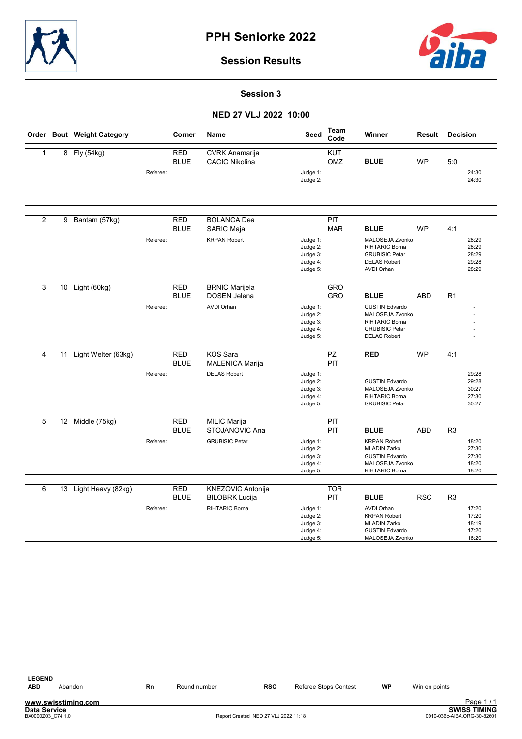# PPH Seniorke 2022

## Session Results

### Session 3

### NED 27 VLJ 2022 10:00

| Order | Bout | Weight Category | Corner | Name | Seed | Team Code | Winner | Result | Decision |
|---|---|---|---|---|---|---|---|---|---|
| 1 | 8 | Fly (54kg) | RED | CVRK Anamarija | | KUT | | | |
| | | | BLUE | CACIC Nikolina | | OMZ | **BLUE** | WP | 5:0 |
| | | Referee: | | | Judge 1: | | | | 24:30 |
| | | | | | Judge 2: | | | | 24:30 |
| 2 | 9 | Bantam (57kg) | RED | BOLANCA Dea | | PIT | | | |
| | | | BLUE | SARIC Maja | | MAR | **BLUE** | WP | 4:1 |
| | | Referee: | | KRPAN Robert | Judge 1: | | MALOSEJA Zvonko | | 28:29 |
| | | | | | Judge 2: | | RIHTARIC Borna | | 28:29 |
| | | | | | Judge 3: | | GRUBISIC Petar | | 28:29 |
| | | | | | Judge 4: | | DELAS Robert | | 29:28 |
| | | | | | Judge 5: | | AVDI Orhan | | 28:29 |
| 3 | 10 | Light (60kg) | RED | BRNIC Marijela | | GRO | | | |
| | | | BLUE | DOSEN Jelena | | GRO | **BLUE** | ABD | R1 |
| | | Referee: | | AVDI Orhan | Judge 1: | | GUSTIN Edvardo | | - |
| | | | | | Judge 2: | | MALOSEJA Zvonko | | - |
| | | | | | Judge 3: | | RIHTARIC Borna | | - |
| | | | | | Judge 4: | | GRUBISIC Petar | | - |
| | | | | | Judge 5: | | DELAS Robert | | - |
| 4 | 11 | Light Welter (63kg) | RED | KOS Sara | | PZ | **RED** | WP | 4:1 |
| | | | BLUE | MALENICA Marija | | PIT | | | |
| | | Referee: | | DELAS Robert | Judge 1: | | | | 29:28 |
| | | | | | Judge 2: | | GUSTIN Edvardo | | 29:28 |
| | | | | | Judge 3: | | MALOSEJA Zvonko | | 30:27 |
| | | | | | Judge 4: | | RIHTARIC Borna | | 27:30 |
| | | | | | Judge 5: | | GRUBISIC Petar | | 30:27 |
| 5 | 12 | Middle (75kg) | RED | MILIC Marija | | PIT | | | |
| | | | BLUE | STOJANOVIC Ana | | PIT | **BLUE** | ABD | R3 |
| | | Referee: | | GRUBISIC Petar | Judge 1: | | KRPAN Robert | | 18:20 |
| | | | | | Judge 2: | | MLADIN Zarko | | 27:30 |
| | | | | | Judge 3: | | GUSTIN Edvardo | | 27:30 |
| | | | | | Judge 4: | | MALOSEJA Zvonko | | 18:20 |
| | | | | | Judge 5: | | RIHTARIC Borna | | 18:20 |
| 6 | 13 | Light Heavy (82kg) | RED | KNEZOVIC Antonija | | TOR | | | |
| | | | BLUE | BILOBRK Lucija | | PIT | **BLUE** | RSC | R3 |
| | | Referee: | | RIHTARIC Borna | Judge 1: | | AVDI Orhan | | 17:20 |
| | | | | | Judge 2: | | KRPAN Robert | | 17:20 |
| | | | | | Judge 3: | | MLADIN Zarko | | 18:19 |
| | | | | | Judge 4: | | GUSTIN Edvardo | | 17:20 |
| | | | | | Judge 5: | | MALOSEJA Zvonko | | 16:20 |

**LEGEND**

| | | | | | | | |
|---|---|---|---|---|---|---|---|
| **ABD** | Abandon | **Rn** | Round number | **RSC** | Referee Stops Contest | **WP** | Win on points |

www.swisstiming.com

Data Service

BX0000Z03_C74 1.0

Report Created NED 27 VLJ 2022 11:18

SWISS TIMING

0010-036c-AIBA.ORG-30-82601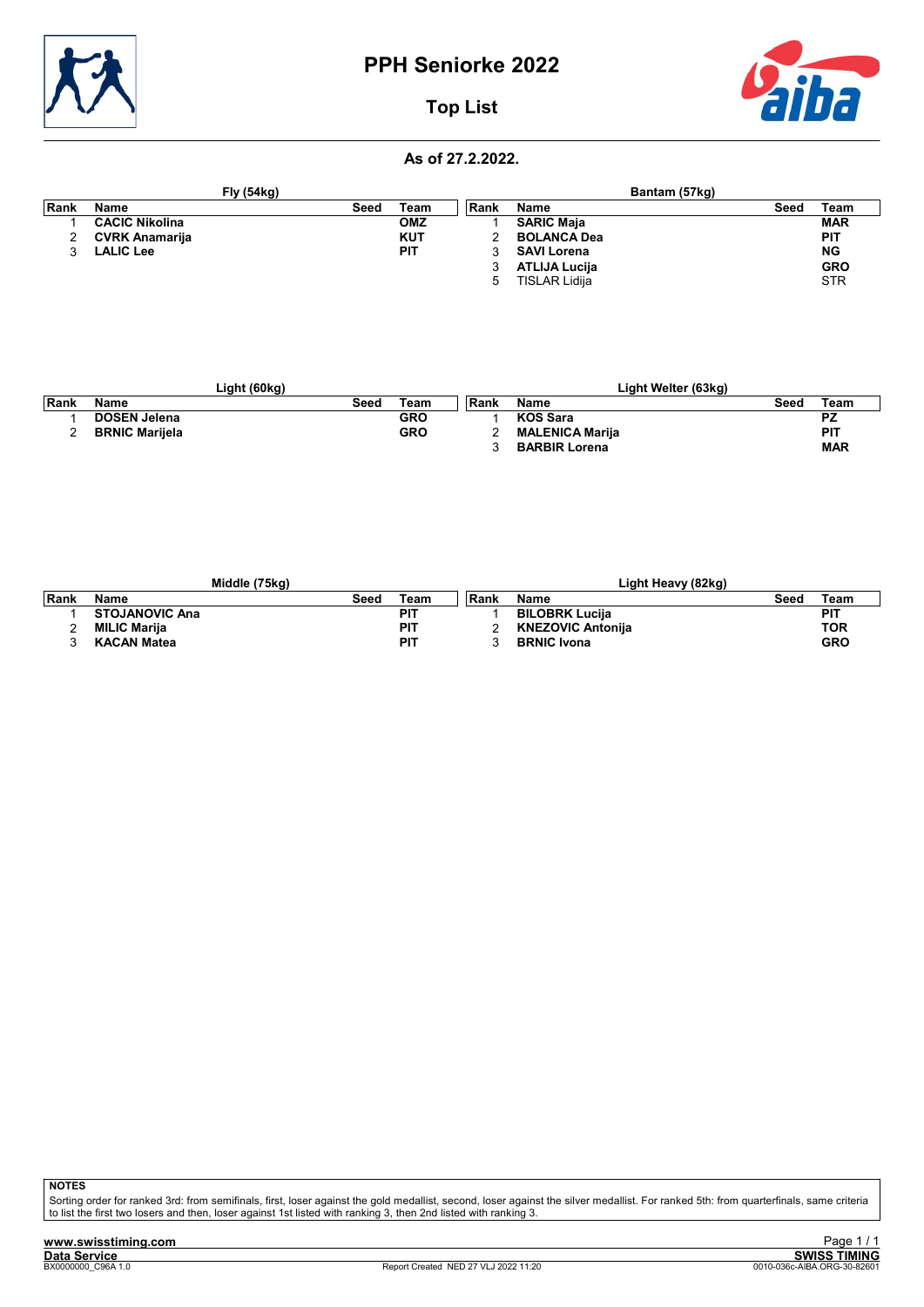# PPH Seniorke 2022

## Top List

### As of 27.2.2022.

**Fly (54kg)**

| Rank | Name | Seed | Team |
|---|---|---|---|
| 1 | **CACIC Nikolina** | | **OMZ** |
| 2 | **CVRK Anamarija** | | **KUT** |
| 3 | **LALIC Lee** | | **PIT** |

**Bantam (57kg)**

| Rank | Name | Seed | Team |
|---|---|---|---|
| 1 | **SARIC Maja** | | **MAR** |
| 2 | **BOLANCA Dea** | | **PIT** |
| 3 | **SAVI Lorena** | | **NG** |
| 3 | **ATLIJA Lucija** | | **GRO** |
| 5 | TISLAR Lidija | | STR |

**Light (60kg)**

| Rank | Name | Seed | Team |
|---|---|---|---|
| 1 | **DOSEN Jelena** | | **GRO** |
| 2 | **BRNIC Marijela** | | **GRO** |

**Light Welter (63kg)**

| Rank | Name | Seed | Team |
|---|---|---|---|
| 1 | **KOS Sara** | | **PZ** |
| 2 | **MALENICA Marija** | | **PIT** |
| 3 | **BARBIR Lorena** | | **MAR** |

**Middle (75kg)**

| Rank | Name | Seed | Team |
|---|---|---|---|
| 1 | **STOJANOVIC Ana** | | **PIT** |
| 2 | **MILIC Marija** | | **PIT** |
| 3 | **KACAN Matea** | | **PIT** |

**Light Heavy (82kg)**

| Rank | Name | Seed | Team |
|---|---|---|---|
| 1 | **BILOBRK Lucija** | | **PIT** |
| 2 | **KNEZOVIC Antonija** | | **TOR** |
| 3 | **BRNIC Ivona** | | **GRO** |

**NOTES**

Sorting order for ranked 3rd: from semifinals, first, loser against the gold medallist, second, loser against the silver medallist. For ranked 5th: from quarterfinals, same criteria to list the first two losers and then, loser against 1st listed with ranking 3, then 2nd listed with ranking 3.

www.swisstiming.com

Data Service

BX0000000_C96A 1.0

Report Created NED 27 VLJ 2022 11:20

SWISS TIMING

0010-036c-AIBA.ORG-30-82601